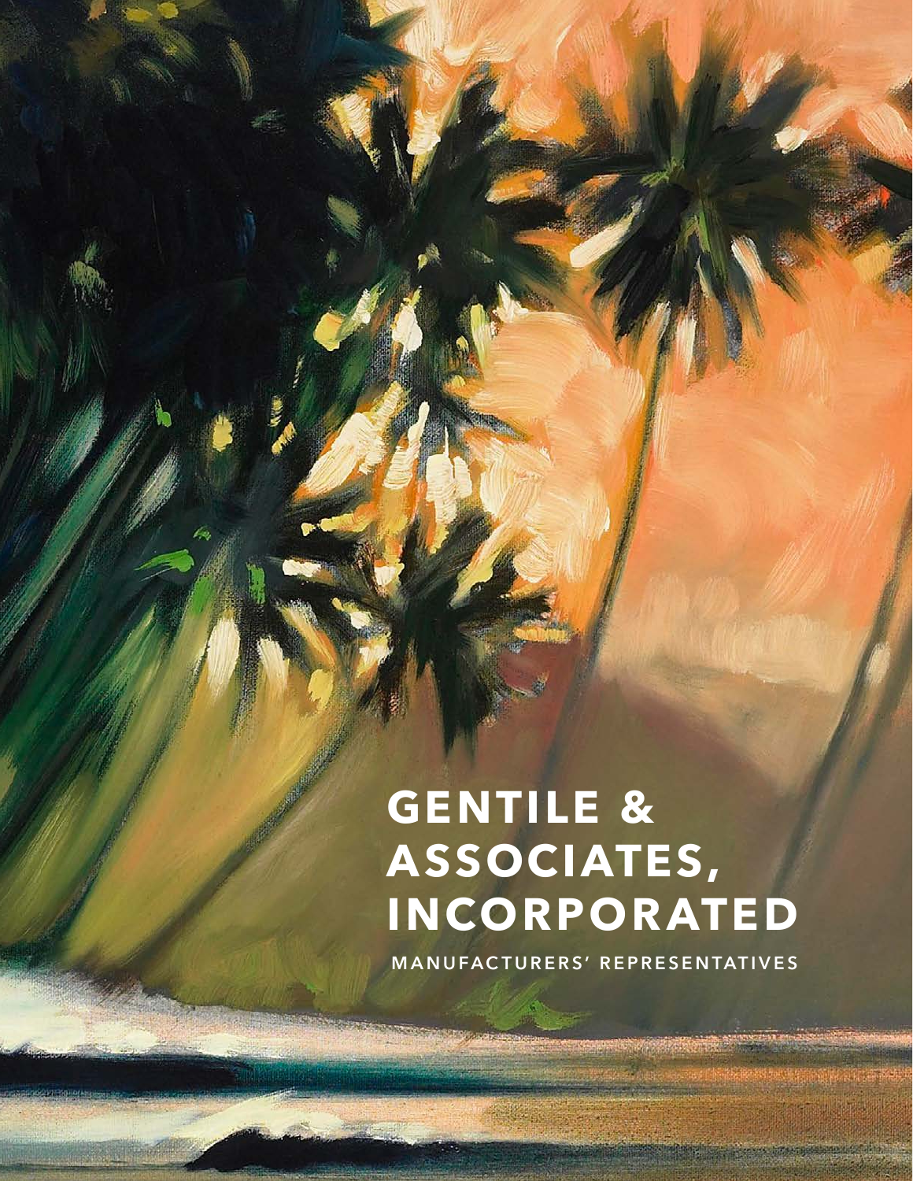# GENTILE & ASSOCIATES, INCORPORATED

MANUFACTURERS' REPRESENTATIVES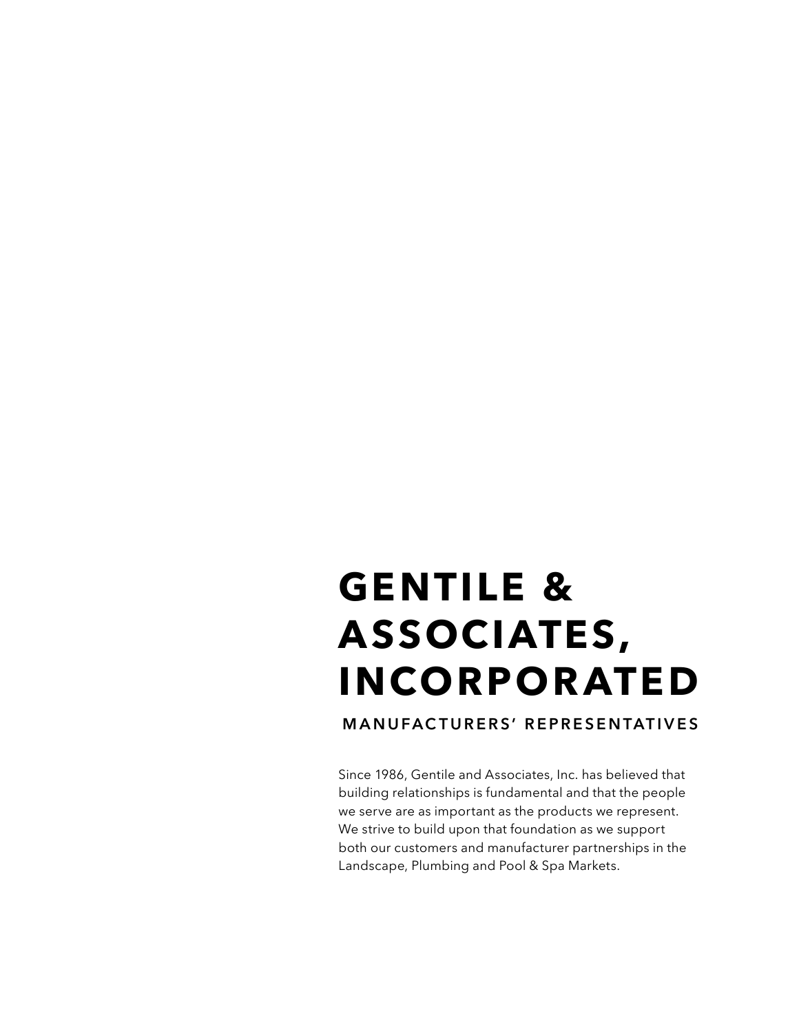# GENTILE & ASSOCIATES, INCORPORATED

## MANUFACTURERS' REPRESENTATIVES

Since 1986, Gentile and Associates, Inc. has believed that building relationships is fundamental and that the people we serve are as important as the products we represent. We strive to build upon that foundation as we support both our customers and manufacturer partnerships in the Landscape, Plumbing and Pool & Spa Markets.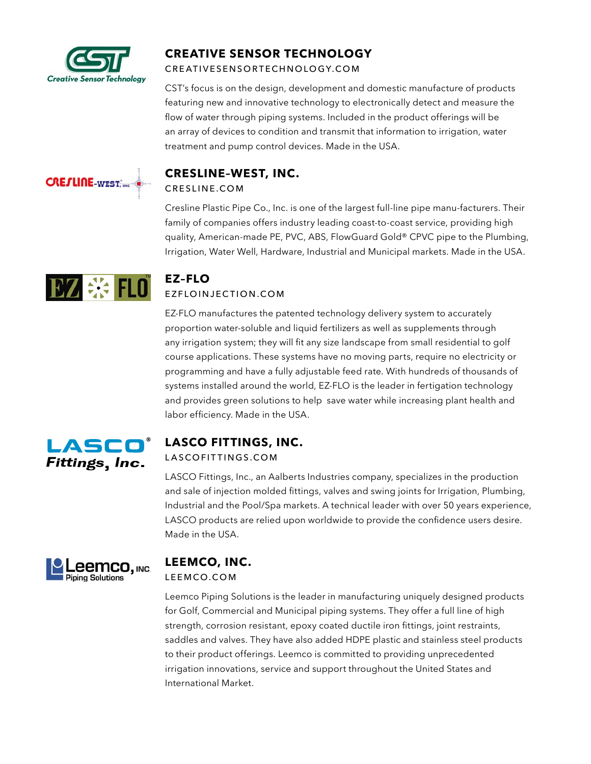## CREATIVE SENSOR TECHNOLOGY

CREATIVESENSORTECHNOLOGY.COM

CST's focus is on the design, development and domestic manufacture of products featuring new and innovative technology to electronically detect and measure the flow of water through piping systems. Included in the product offerings will be an array of devices to condition and transmit that information to irrigation, water treatment and pump control devices. Made in the USA.

## CRESLINE-WEST, INC.

CRESLINE.COM

Cresline Plastic Pipe Co., Inc. is one of the largest full-line pipe manu-facturers. Their family of companies offers industry leading coast-to-coast service, providing high quality, American-made PE, PVC, ABS, FlowGuard Gold® CPVC pipe to the Plumbing, Irrigation, Water Well, Hardware, Industrial and Municipal markets. Made in the USA.

## EZ-FLO

EZFLOINJECTION.COM

EZ-FLO manufactures the patented technology delivery system to accurately proportion water-soluble and liquid fertilizers as well as supplements through any irrigation system; they will fit any size landscape from small residential to golf course applications. These systems have no moving parts, require no electricity or programming and have a fully adjustable feed rate. With hundreds of thousands of systems installed around the world, EZ-FLO is the leader in fertigation technology and provides green solutions to help save water while increasing plant health and labor efficiency. Made in the USA.

## LASCO FITTINGS, INC.

LASCOFITTINGS.COM

LASCO Fittings, Inc., an Aalberts Industries company, specializes in the production and sale of injection molded fittings, valves and swing joints for Irrigation, Plumbing, Industrial and the Pool/Spa markets. A technical leader with over 50 years experience, LASCO products are relied upon worldwide to provide the confidence users desire. Made in the USA.

## LEEMCO, INC.

LEEMCO.COM

Leemco Piping Solutions is the leader in manufacturing uniquely designed products for Golf, Commercial and Municipal piping systems. They offer a full line of high strength, corrosion resistant, epoxy coated ductile iron fittings, joint restraints, saddles and valves. They have also added HDPE plastic and stainless steel products to their product offerings. Leemco is committed to providing unprecedented irrigation innovations, service and support throughout the United States and International Market.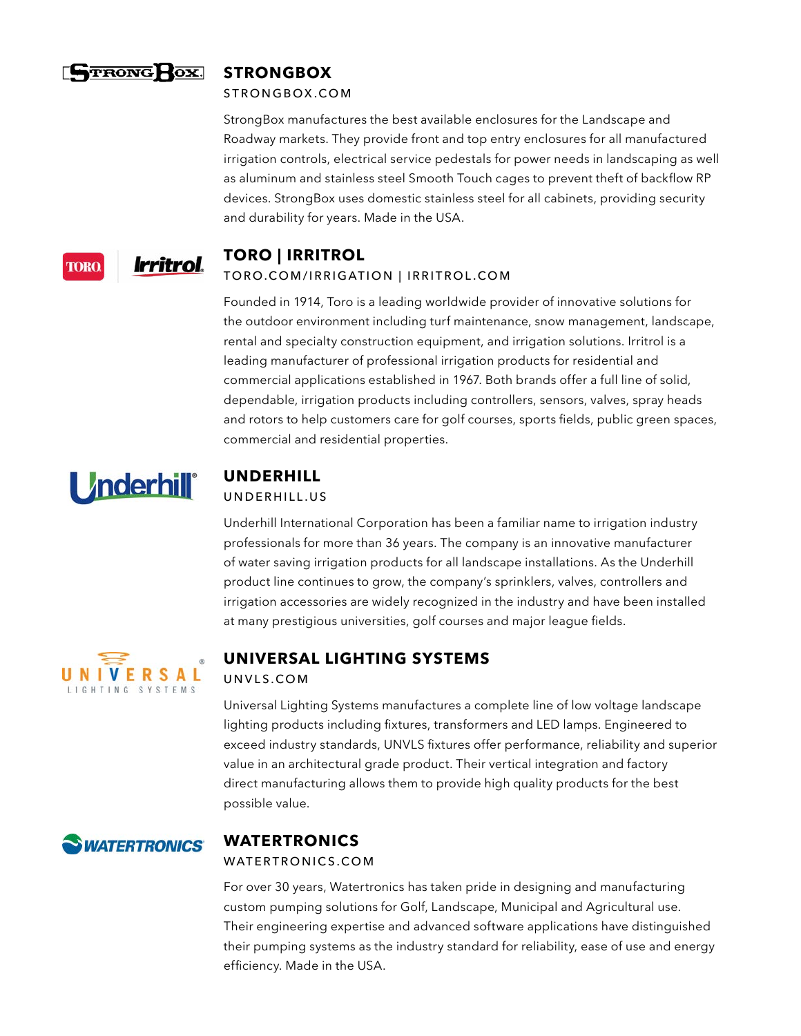## STRONGBOX

STRONGBOX.COM

StrongBox manufactures the best available enclosures for the Landscape and Roadway markets. They provide front and top entry enclosures for all manufactured irrigation controls, electrical service pedestals for power needs in landscaping as well as aluminum and stainless steel Smooth Touch cages to prevent theft of backflow RP devices. StrongBox uses domestic stainless steel for all cabinets, providing security and durability for years. Made in the USA.

## TORO | IRRITROL

TORO.COM/IRRIGATION | IRRITROL.COM

Founded in 1914, Toro is a leading worldwide provider of innovative solutions for the outdoor environment including turf maintenance, snow management, landscape, rental and specialty construction equipment, and irrigation solutions. Irritrol is a leading manufacturer of professional irrigation products for residential and commercial applications established in 1967. Both brands offer a full line of solid, dependable, irrigation products including controllers, sensors, valves, spray heads and rotors to help customers care for golf courses, sports fields, public green spaces, commercial and residential properties.

## UNDERHILL

UNDERHILL.US

Underhill International Corporation has been a familiar name to irrigation industry professionals for more than 36 years. The company is an innovative manufacturer of water saving irrigation products for all landscape installations. As the Underhill product line continues to grow, the company's sprinklers, valves, controllers and irrigation accessories are widely recognized in the industry and have been installed at many prestigious universities, golf courses and major league fields.

## UNIVERSAL LIGHTING SYSTEMS

UNVLS.COM

Universal Lighting Systems manufactures a complete line of low voltage landscape lighting products including fixtures, transformers and LED lamps. Engineered to exceed industry standards, UNVLS fixtures offer performance, reliability and superior value in an architectural grade product. Their vertical integration and factory direct manufacturing allows them to provide high quality products for the best possible value.

## WATERTRONICS

WATERTRONICS.COM

For over 30 years, Watertronics has taken pride in designing and manufacturing custom pumping solutions for Golf, Landscape, Municipal and Agricultural use. Their engineering expertise and advanced software applications have distinguished their pumping systems as the industry standard for reliability, ease of use and energy efficiency. Made in the USA.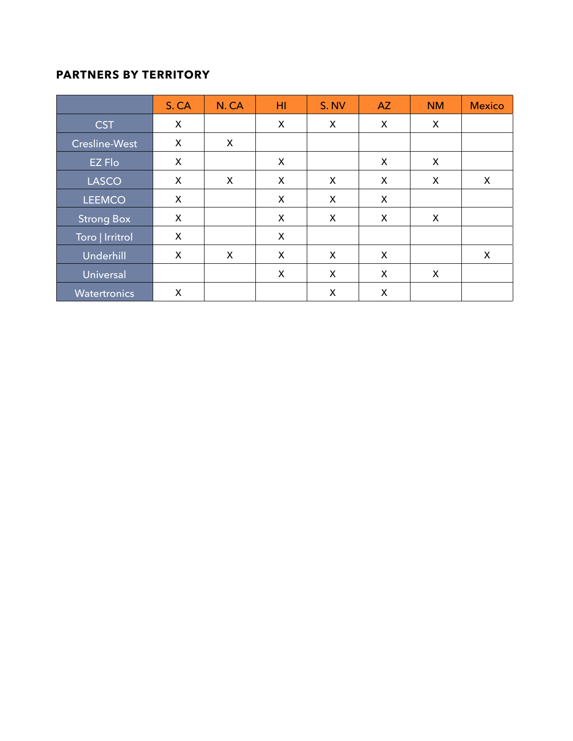**PARTNERS BY TERRITORY**

| | S. CA | N. CA | HI | S. NV | AZ | NM | Mexico |
|---|---|---|---|---|---|---|---|
| CST | X | | X | X | X | X | |
| Cresline-West | X | X | | | | | |
| EZ Flo | X | | X | | X | X | |
| LASCO | X | X | X | X | X | X | X |
| LEEMCO | X | | X | X | X | | |
| Strong Box | X | | X | X | X | X | |
| Toro \| Irritrol | X | | X | | | | |
| Underhill | X | X | X | X | X | | X |
| Universal | | | X | X | X | X | |
| Watertronics | X | | | X | X | | |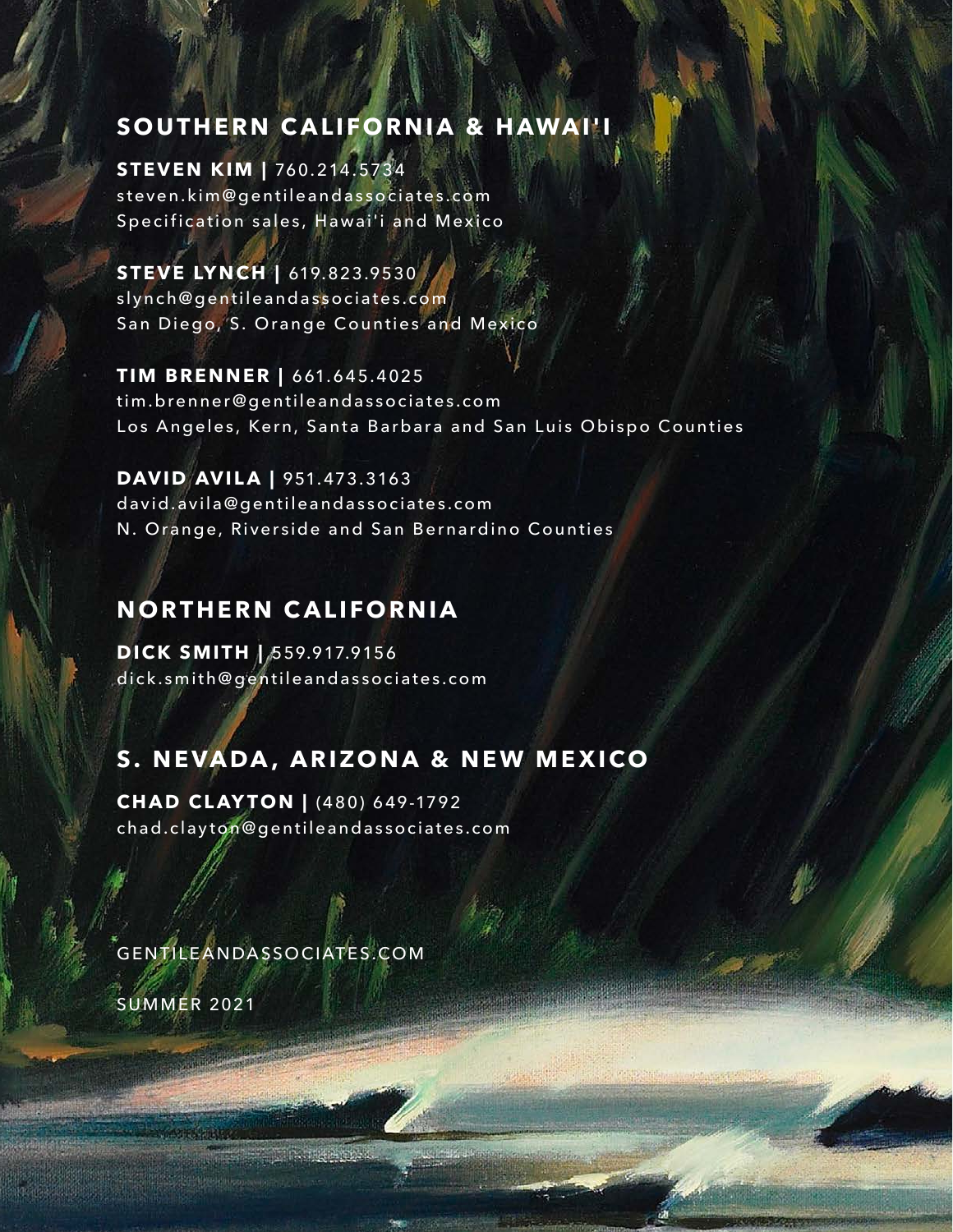## SOUTHERN CALIFORNIA & HAWAI'I

**STEVEN KIM |** 760.214.5734
steven.kim@gentileandassociates.com
Specification sales, Hawai'i and Mexico

**STEVE LYNCH |** 619.823.9530
slynch@gentileandassociates.com
San Diego, S. Orange Counties and Mexico

**TIM BRENNER |** 661.645.4025
tim.brenner@gentileandassociates.com
Los Angeles, Kern, Santa Barbara and San Luis Obispo Counties

**DAVID AVILA |** 951.473.3163
david.avila@gentileandassociates.com
N. Orange, Riverside and San Bernardino Counties

## NORTHERN CALIFORNIA

**DICK SMITH |** 559.917.9156
dick.smith@gentileandassociates.com

## S. NEVADA, ARIZONA & NEW MEXICO

**CHAD CLAYTON |** (480) 649-1792
chad.clayton@gentileandassociates.com

GENTILEANDASSOCIATES.COM

SUMMER 2021